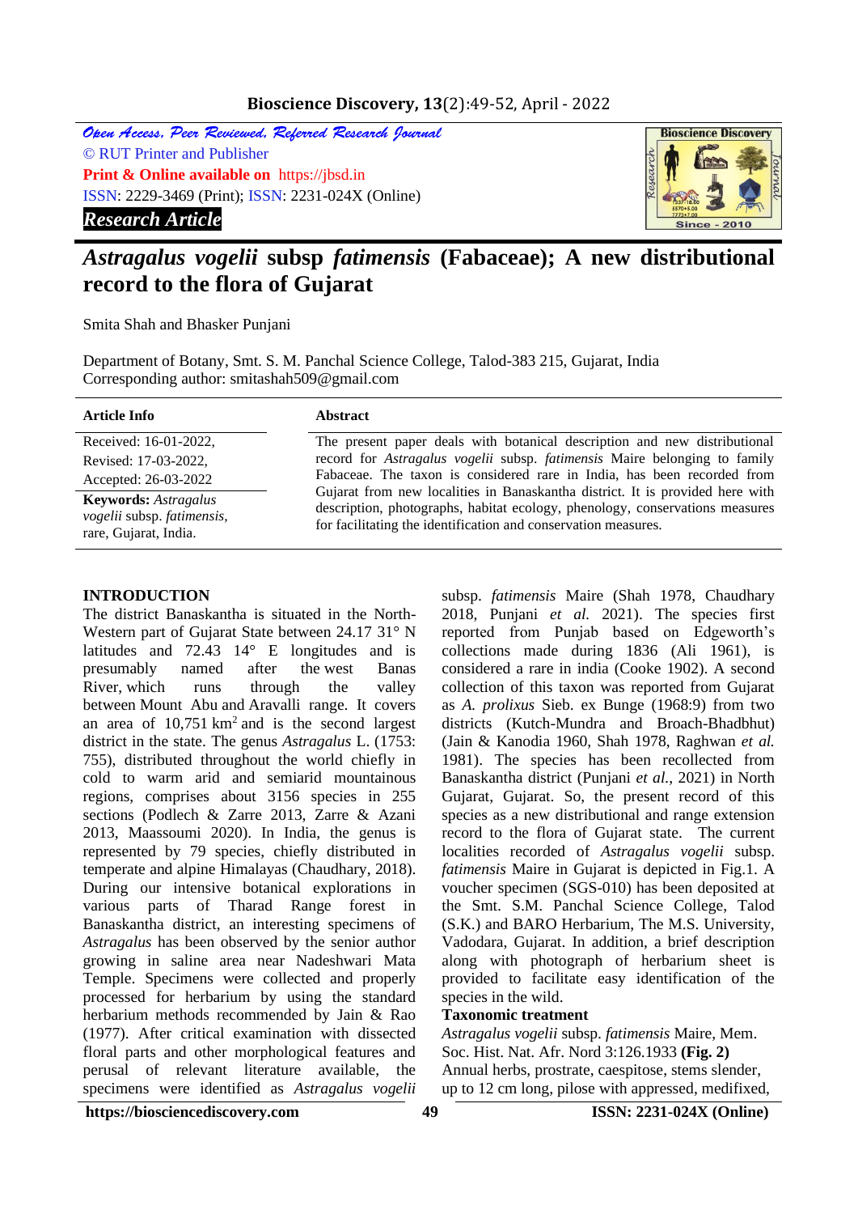*Open Access, Peer Reviewed, Refereed Research Journal*
© RUT Printer and Publisher
**Print & Online available on** https://jbsd.in
ISSN: 2229-3469 (Print); ISSN: 2231-024X (Online)
***Research Article***

# *Astragalus vogelii* subsp *fatimensis* (Fabaceae); A new distributional record to the flora of Gujarat

Smita Shah and Bhasker Punjani

Department of Botany, Smt. S. M. Panchal Science College, Talod-383 215, Gujarat, India
Corresponding author: smitashah509@gmail.com

**Article Info**

Received: 16-01-2022,
Revised: 17-03-2022,
Accepted: 26-03-2022

**Keywords:** *Astragalus vogelii* subsp. *fatimensis*, rare, Gujarat, India.

**Abstract**

The present paper deals with botanical description and new distributional record for *Astragalus vogelii* subsp. *fatimensis* Maire belonging to family Fabaceae. The taxon is considered rare in India, has been recorded from Gujarat from new localities in Banaskantha district. It is provided here with description, photographs, habitat ecology, phenology, conservations measures for facilitating the identification and conservation measures.

## INTRODUCTION

The district Banaskantha is situated in the North-Western part of Gujarat State between 24.17 31° N latitudes and 72.43 14° E longitudes and is presumably named after the west Banas River, which runs through the valley between Mount Abu and Aravalli range. It covers an area of 10,751 km$^2$ and is the second largest district in the state. The genus *Astragalus* L. (1753: 755), distributed throughout the world chiefly in cold to warm arid and semiarid mountainous regions, comprises about 3156 species in 255 sections (Podlech & Zarre 2013, Zarre & Azani 2013, Maassoumi 2020). In India, the genus is represented by 79 species, chiefly distributed in temperate and alpine Himalayas (Chaudhary, 2018). During our intensive botanical explorations in various parts of Tharad Range forest in Banaskantha district, an interesting specimens of *Astragalus* has been observed by the senior author growing in saline area near Nadeshwari Mata Temple. Specimens were collected and properly processed for herbarium by using the standard herbarium methods recommended by Jain & Rao (1977). After critical examination with dissected floral parts and other morphological features and perusal of relevant literature available, the specimens were identified as *Astragalus vogelii* subsp. *fatimensis* Maire (Shah 1978, Chaudhary 2018, Punjani *et al.* 2021). The species first reported from Punjab based on Edgeworth's collections made during 1836 (Ali 1961), is considered a rare in india (Cooke 1902). A second collection of this taxon was reported from Gujarat as *A. prolixus* Sieb. ex Bunge (1968:9) from two districts (Kutch-Mundra and Broach-Bhadbhut) (Jain & Kanodia 1960, Shah 1978, Raghwan *et al.* 1981). The species has been recollected from Banaskantha district (Punjani *et al.*, 2021) in North Gujarat, Gujarat. So, the present record of this species as a new distributional and range extension record to the flora of Gujarat state. The current localities recorded of *Astragalus vogelii* subsp. *fatimensis* Maire in Gujarat is depicted in Fig.1. A voucher specimen (SGS-010) has been deposited at the Smt. S.M. Panchal Science College, Talod (S.K.) and BARO Herbarium, The M.S. University, Vadodara, Gujarat. In addition, a brief description along with photograph of herbarium sheet is provided to facilitate easy identification of the species in the wild.

**Taxonomic treatment**

*Astragalus vogelii* subsp. *fatimensis* Maire, Mem. Soc. Hist. Nat. Afr. Nord 3:126.1933 **(Fig. 2)**

Annual herbs, prostrate, caespitose, stems slender, up to 12 cm long, pilose with appressed, medifixed,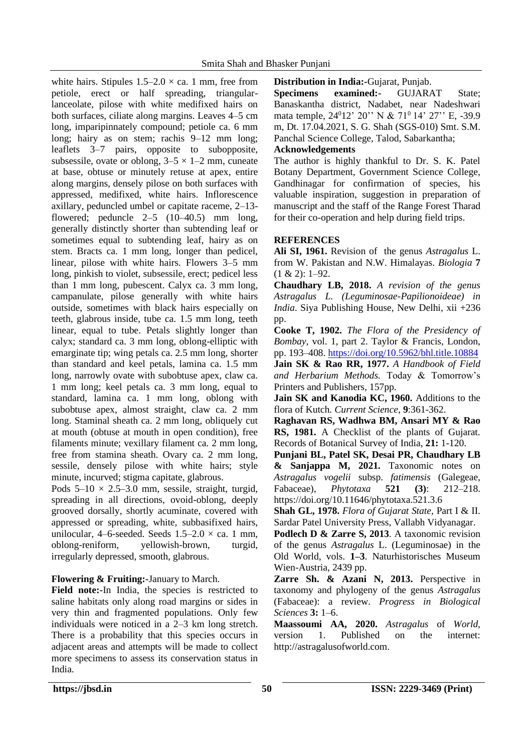white hairs. Stipules 1.5–2.0 × ca. 1 mm, free from petiole, erect or half spreading, triangular-lanceolate, pilose with white medifixed hairs on both surfaces, ciliate along margins. Leaves 4–5 cm long, imparipinnately compound; petiole ca. 6 mm long; hairy as on stem; rachis 9–12 mm long; leaflets 3–7 pairs, opposite to subopposite, subsessile, ovate or oblong, 3–5 × 1–2 mm, cuneate at base, obtuse or minutely retuse at apex, entire along margins, densely pilose on both surfaces with appressed, medifixed, white hairs. Inflorescence axillary, peduncled umbel or capitate raceme, 2–13-flowered; peduncle 2–5 (10–40.5) mm long, generally distinctly shorter than subtending leaf or sometimes equal to subtending leaf, hairy as on stem. Bracts ca. 1 mm long, longer than pedicel, linear, pilose with white hairs. Flowers 3–5 mm long, pinkish to violet, subsessile, erect; pedicel less than 1 mm long, pubescent. Calyx ca. 3 mm long, campanulate, pilose generally with white hairs outside, sometimes with black hairs especially on teeth, glabrous inside, tube ca. 1.5 mm long, teeth linear, equal to tube. Petals slightly longer than calyx; standard ca. 3 mm long, oblong-elliptic with emarginate tip; wing petals ca. 2.5 mm long, shorter than standard and keel petals, lamina ca. 1.5 mm long, narrowly ovate with subobtuse apex, claw ca. 1 mm long; keel petals ca. 3 mm long, equal to standard, lamina ca. 1 mm long, oblong with subobtuse apex, almost straight, claw ca. 2 mm long. Staminal sheath ca. 2 mm long, obliquely cut at mouth (obtuse at mouth in open condition), free filaments minute; vexillary filament ca. 2 mm long, free from stamina sheath. Ovary ca. 2 mm long, sessile, densely pilose with white hairs; style minute, incurved; stigma capitate, glabrous.

Pods 5–10 × 2.5–3.0 mm, sessile, straight, turgid, spreading in all directions, ovoid-oblong, deeply grooved dorsally, shortly acuminate, covered with appressed or spreading, white, subbasifixed hairs, unilocular, 4–6-seeded. Seeds 1.5–2.0 × ca. 1 mm, oblong-reniform, yellowish-brown, turgid, irregularly depressed, smooth, glabrous.

**Flowering & Fruiting:-**January to March.

**Field note:-**In India, the species is restricted to saline habitats only along road margins or sides in very thin and fragmented populations. Only few individuals were noticed in a 2–3 km long stretch. There is a probability that this species occurs in adjacent areas and attempts will be made to collect more specimens to assess its conservation status in India.

**Distribution in India:-**Gujarat, Punjab.

**Specimens examined:-** GUJARAT State; Banaskantha district, Nadabet, near Nadeshwari mata temple, 24$^0$12' 20'' N & 71$^0$ 14' 27'' E, -39.9 m, Dt. 17.04.2021, S. G. Shah (SGS-010) Smt. S.M. Panchal Science College, Talod, Sabarkantha;

**Acknowledgements**

The author is highly thankful to Dr. S. K. Patel Botany Department, Government Science College, Gandhinagar for confirmation of species, his valuable inspiration, suggestion in preparation of manuscript and the staff of the Range Forest Tharad for their co-operation and help during field trips.

## REFERENCES

**Ali SI, 1961.** Revision of the genus *Astragalus* L. from W. Pakistan and N.W. Himalayas. *Biologia* **7** (1 & 2): 1–92.

**Chaudhary LB, 2018.** *A revision of the genus Astragalus L. (Leguminosae-Papilionoideae) in India*. Siya Publishing House, New Delhi, xii +236 pp.

**Cooke T, 1902.** *The Flora of the Presidency of Bombay*, vol. 1, part 2. Taylor & Francis, London, pp. 193–408. https://doi.org/10.5962/bhl.title.10884

**Jain SK & Rao RR, 1977.** *A Handbook of Field and Herbarium Methods.* Today & Tomorrow's Printers and Publishers, 157pp.

**Jain SK and Kanodia KC, 1960.** Additions to the flora of Kutch. *Current Science*, **9**:361-362.

**Raghavan RS, Wadhwa BM, Ansari MY & Rao RS, 1981.** A Checklist of the plants of Gujarat. Records of Botanical Survey of India, **21:** 1-120.

**Punjani BL, Patel SK, Desai PR, Chaudhary LB & Sanjappa M, 2021.** Taxonomic notes on *Astragalus vogelii* subsp. *fatimensis* (Galegeae, Fabaceae), *Phytotaxa* **521 (3)**: 212–218. https://doi.org/10.11646/phytotaxa.521.3.6

**Shah GL, 1978.** *Flora of Gujarat State,* Part I & II. Sardar Patel University Press, Vallabh Vidyanagar.

**Podlech D & Zarre S, 2013**. A taxonomic revision of the genus *Astragalus* L. (Leguminosae) in the Old World, vols. **1–3**. Naturhistorisches Museum Wien-Austria, 2439 pp.

**Zarre Sh. & Azani N, 2013.** Perspective in taxonomy and phylogeny of the genus *Astragalus* (Fabaceae): a review. *Progress in Biological Sciences* **3:** 1–6.

**Maassoumi AA, 2020.** *Astragalus* of *World*, version 1. Published on the internet: http://astragalusofworld.com.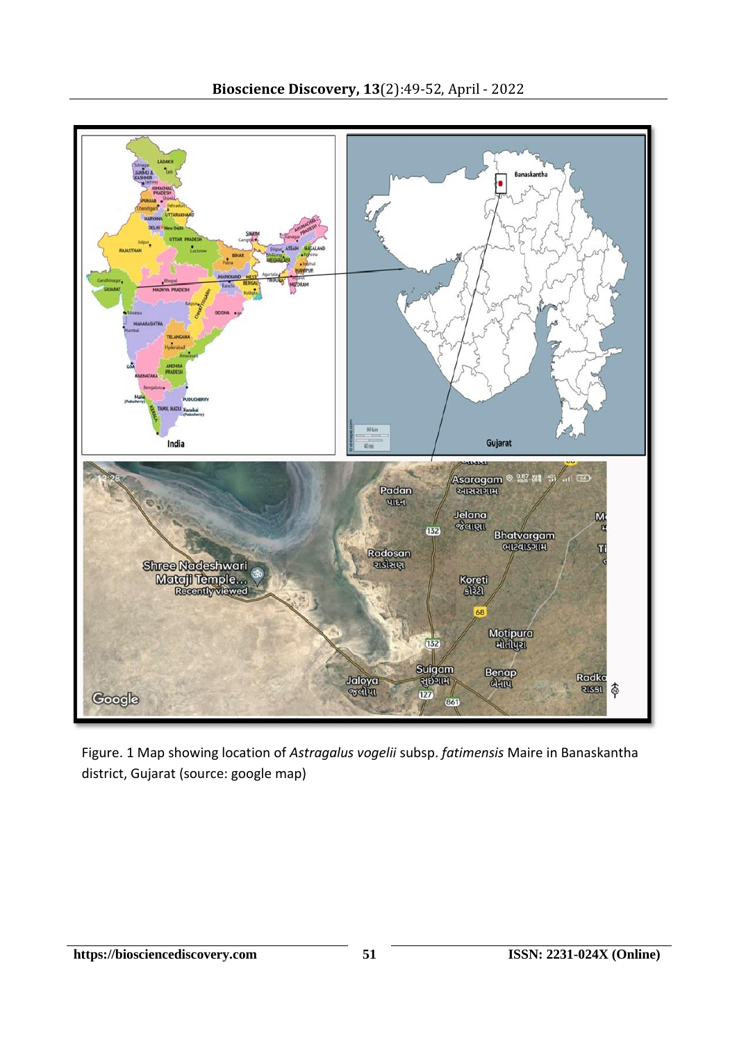Figure. 1 Map showing location of *Astragalus vogelii* subsp. *fatimensis* Maire in Banaskantha district, Gujarat (source: google map)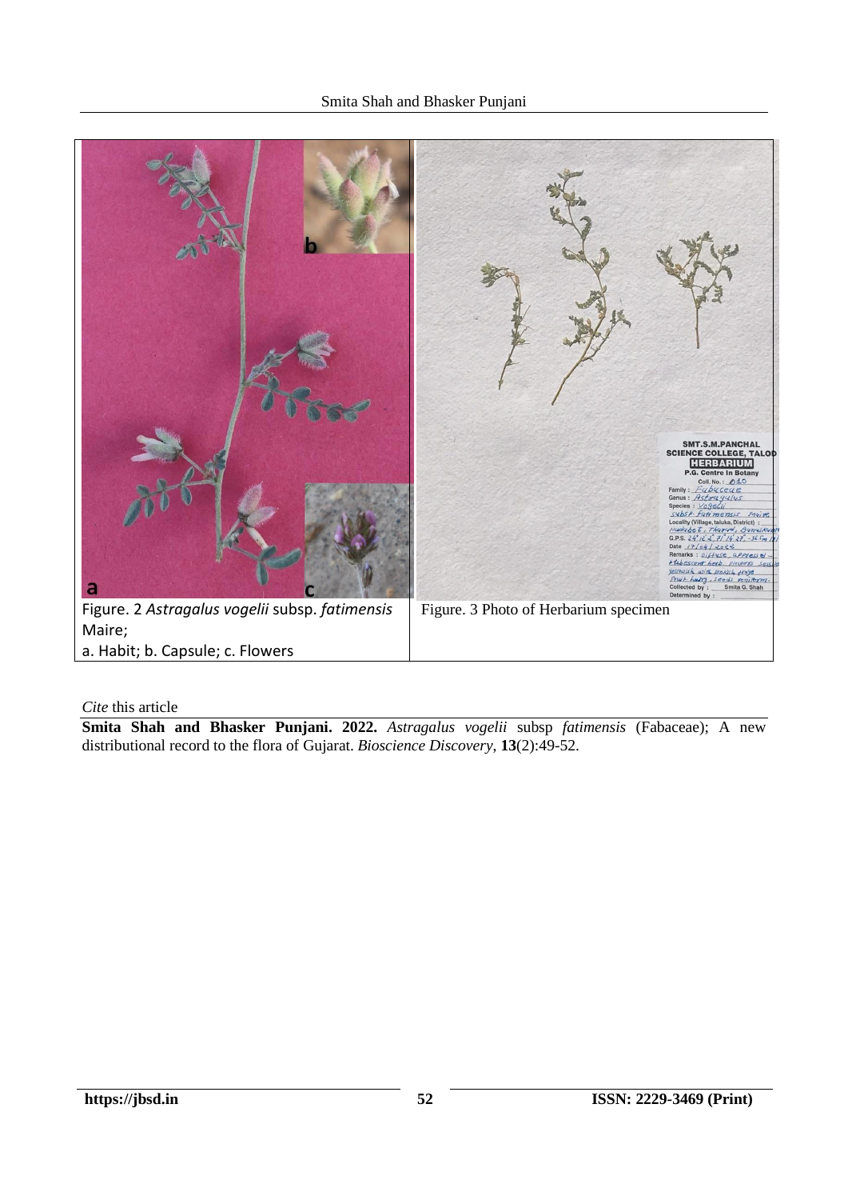Figure. 2 *Astragalus vogelii* subsp. *fatimensis* Maire;
a. Habit; b. Capsule; c. Flowers

Figure. 3 Photo of Herbarium specimen

*Cite* this article

**Smita Shah and Bhasker Punjani. 2022.** *Astragalus vogelii* subsp *fatimensis* (Fabaceae); A new distributional record to the flora of Gujarat. *Bioscience Discovery*, **13**(2):49-52.